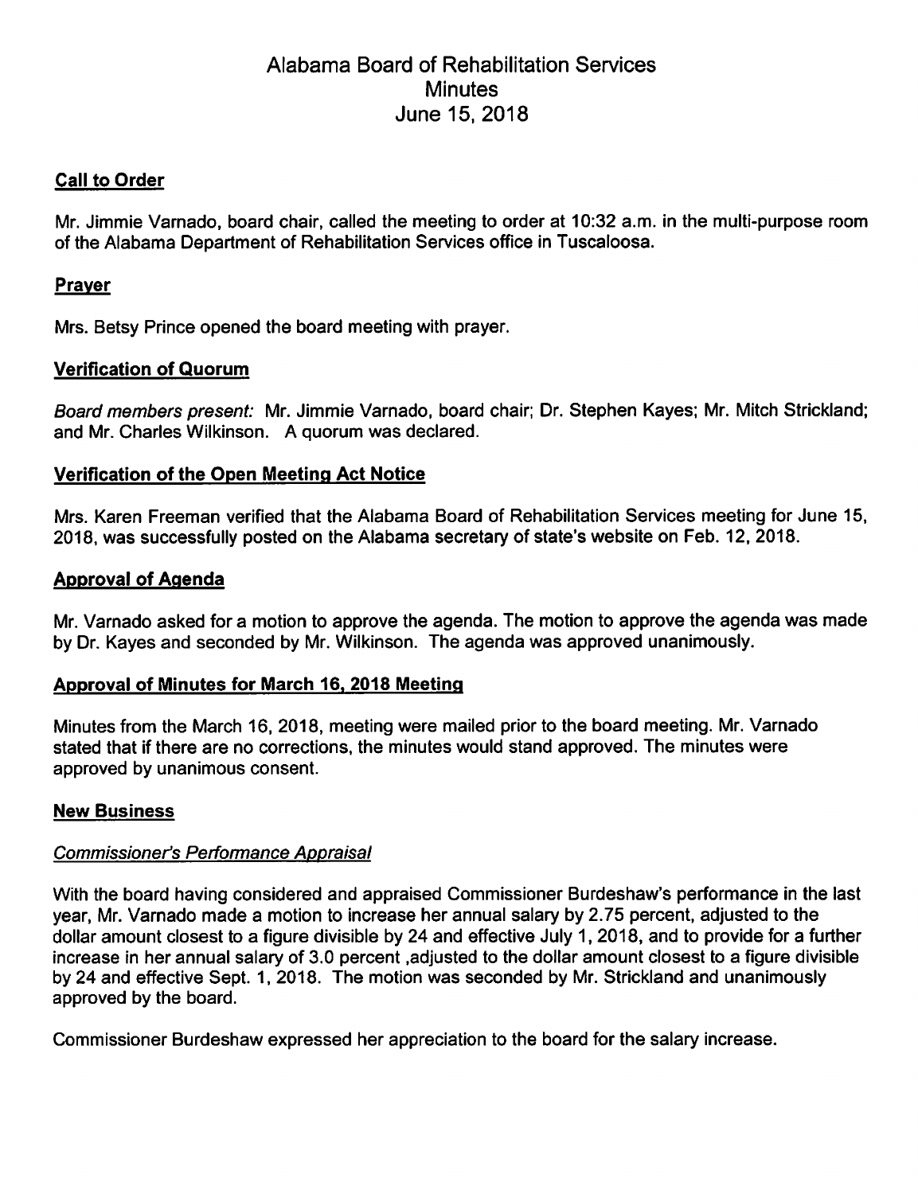# Alabama Board of Rehabilitation Services
## Minutes
## June 15, 2018

### Call to Order

Mr. Jimmie Varnado, board chair, called the meeting to order at 10:32 a.m. in the multi-purpose room of the Alabama Department of Rehabilitation Services office in Tuscaloosa.

### Prayer

Mrs. Betsy Prince opened the board meeting with prayer.

### Verification of Quorum

*Board members present:* Mr. Jimmie Varnado, board chair; Dr. Stephen Kayes; Mr. Mitch Strickland; and Mr. Charles Wilkinson. A quorum was declared.

### Verification of the Open Meeting Act Notice

Mrs. Karen Freeman verified that the Alabama Board of Rehabilitation Services meeting for June 15, 2018, was successfully posted on the Alabama secretary of state's website on Feb. 12, 2018.

### Approval of Agenda

Mr. Varnado asked for a motion to approve the agenda. The motion to approve the agenda was made by Dr. Kayes and seconded by Mr. Wilkinson. The agenda was approved unanimously.

### Approval of Minutes for March 16, 2018 Meeting

Minutes from the March 16, 2018, meeting were mailed prior to the board meeting. Mr. Varnado stated that if there are no corrections, the minutes would stand approved. The minutes were approved by unanimous consent.

### New Business

#### *Commissioner's Performance Appraisal*

With the board having considered and appraised Commissioner Burdeshaw's performance in the last year, Mr. Varnado made a motion to increase her annual salary by 2.75 percent, adjusted to the dollar amount closest to a figure divisible by 24 and effective July 1, 2018, and to provide for a further increase in her annual salary of 3.0 percent ,adjusted to the dollar amount closest to a figure divisible by 24 and effective Sept. 1, 2018. The motion was seconded by Mr. Strickland and unanimously approved by the board.

Commissioner Burdeshaw expressed her appreciation to the board for the salary increase.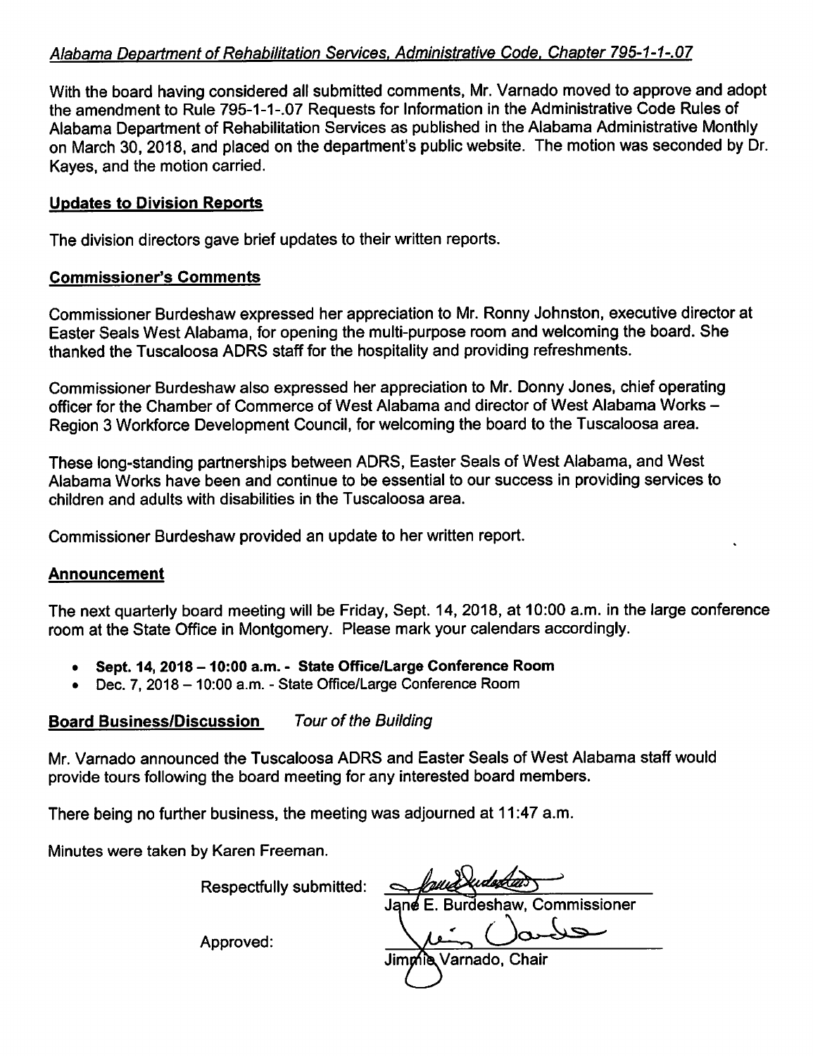*Alabama Department of Rehabilitation Services, Administrative Code, Chapter 795-1-1-.07*

With the board having considered all submitted comments, Mr. Varnado moved to approve and adopt the amendment to Rule 795-1-1-.07 Requests for Information in the Administrative Code Rules of Alabama Department of Rehabilitation Services as published in the Alabama Administrative Monthly on March 30, 2018, and placed on the department's public website. The motion was seconded by Dr. Kayes, and the motion carried.

## Updates to Division Reports

The division directors gave brief updates to their written reports.

## Commissioner's Comments

Commissioner Burdeshaw expressed her appreciation to Mr. Ronny Johnston, executive director at Easter Seals West Alabama, for opening the multi-purpose room and welcoming the board. She thanked the Tuscaloosa ADRS staff for the hospitality and providing refreshments.

Commissioner Burdeshaw also expressed her appreciation to Mr. Donny Jones, chief operating officer for the Chamber of Commerce of West Alabama and director of West Alabama Works – Region 3 Workforce Development Council, for welcoming the board to the Tuscaloosa area.

These long-standing partnerships between ADRS, Easter Seals of West Alabama, and West Alabama Works have been and continue to be essential to our success in providing services to children and adults with disabilities in the Tuscaloosa area.

Commissioner Burdeshaw provided an update to her written report.

## Announcement

The next quarterly board meeting will be Friday, Sept. 14, 2018, at 10:00 a.m. in the large conference room at the State Office in Montgomery. Please mark your calendars accordingly.

- **Sept. 14, 2018 – 10:00 a.m. - State Office/Large Conference Room**
- Dec. 7, 2018 – 10:00 a.m. - State Office/Large Conference Room

## Board Business/Discussion *Tour of the Building*

Mr. Varnado announced the Tuscaloosa ADRS and Easter Seals of West Alabama staff would provide tours following the board meeting for any interested board members.

There being no further business, the meeting was adjourned at 11:47 a.m.

Minutes were taken by Karen Freeman.

Respectfully submitted: Jane E. Burdeshaw, Commissioner

Approved: Jimmie Varnado, Chair